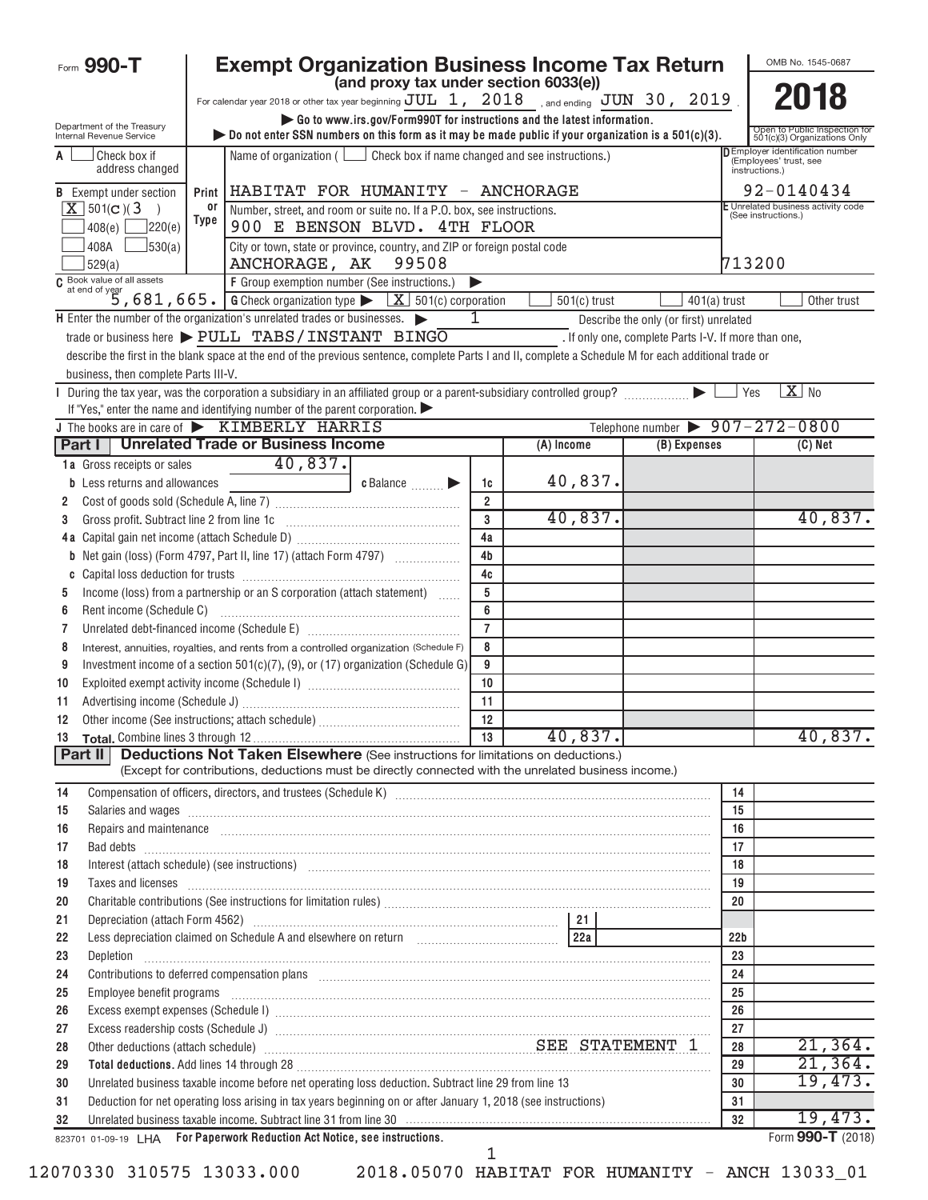# Form 990-T

**Exempt Organization Business Income Tax Return**
**(and proxy tax under section 6033(e))**

For calendar year 2018 or other tax year beginning JUL 1, 2018, and ending JUN 30, 2019.

▶ Go to www.irs.gov/Form990T for instructions and the latest information.
▶ Do not enter SSN numbers on this form as it may be made public if your organization is a 501(c)(3).

Department of the Treasury
Internal Revenue Service

OMB No. 1545-0687

**2018**

Open to Public Inspection for 501(c)(3) Organizations Only

A [ ] Check box if address changed

B Exempt under section [X] 501(C)(3) [ ] 408(e) [ ] 220(e) [ ] 408A [ ] 530(a) [ ] 529(a)

Name of organization ( [ ] Check box if name changed and see instructions.)
HABITAT FOR HUMANITY - ANCHORAGE

Number, street, and room or suite no. If a P.O. box, see instructions.
900 E BENSON BLVD. 4TH FLOOR

City or town, state or province, country, and ZIP or foreign postal code
ANCHORAGE, AK 99508

D Employer identification number (Employees' trust, see instructions.)
92-0140434

E Unrelated business activity code (See instructions.)
713200

C Book value of all assets at end of year 5,681,665.

F Group exemption number (See instructions.) ▶

G Check organization type ▶ [X] 501(c) corporation [ ] 501(c) trust [ ] 401(a) trust [ ] Other trust

H Enter the number of the organization's unrelated trades or businesses. ▶ 1 Describe the only (or first) unrelated trade or business here ▶ PULL TABS/INSTANT BINGO. If only one, complete Parts I-V. If more than one, describe the first in the blank space at the end of the previous sentence, complete Parts I and II, complete a Schedule M for each additional trade or business, then complete Parts III-V.

I During the tax year, was the corporation a subsidiary in an affiliated group or a parent-subsidiary controlled group? ▶ [ ] Yes [X] No
If "Yes," enter the name and identifying number of the parent corporation. ▶

J The books are in care of ▶ KIMBERLY HARRIS Telephone number ▶ 907-272-0800

## Part I Unrelated Trade or Business Income

| | | | (A) Income | (B) Expenses | (C) Net |
|---|---|---|---|---|---|
| 1a | Gross receipts or sales 40,837. | | | | |
| b | Less returns and allowances c Balance ▶ | 1c | 40,837. | | |
| 2 | Cost of goods sold (Schedule A, line 7) | 2 | | | |
| 3 | Gross profit. Subtract line 2 from line 1c | 3 | 40,837. | | 40,837. |
| 4a | Capital gain net income (attach Schedule D) | 4a | | | |
| b | Net gain (loss) (Form 4797, Part II, line 17) (attach Form 4797) | 4b | | | |
| c | Capital loss deduction for trusts | 4c | | | |
| 5 | Income (loss) from a partnership or an S corporation (attach statement) | 5 | | | |
| 6 | Rent income (Schedule C) | 6 | | | |
| 7 | Unrelated debt-financed income (Schedule E) | 7 | | | |
| 8 | Interest, annuities, royalties, and rents from a controlled organization (Schedule F) | 8 | | | |
| 9 | Investment income of a section 501(c)(7), (9), or (17) organization (Schedule G) | 9 | | | |
| 10 | Exploited exempt activity income (Schedule I) | 10 | | | |
| 11 | Advertising income (Schedule J) | 11 | | | |
| 12 | Other income (See instructions; attach schedule) | 12 | | | |
| 13 | **Total.** Combine lines 3 through 12 | 13 | 40,837. | | 40,837. |

## Part II Deductions Not Taken Elsewhere (See instructions for limitations on deductions.)

(Except for contributions, deductions must be directly connected with the unrelated business income.)

| | | | |
|---|---|---|---|
| 14 | Compensation of officers, directors, and trustees (Schedule K) | 14 | |
| 15 | Salaries and wages | 15 | |
| 16 | Repairs and maintenance | 16 | |
| 17 | Bad debts | 17 | |
| 18 | Interest (attach schedule) (see instructions) | 18 | |
| 19 | Taxes and licenses | 19 | |
| 20 | Charitable contributions (See instructions for limitation rules) | 20 | |
| 21 | Depreciation (attach Form 4562) 21 | | |
| 22 | Less depreciation claimed on Schedule A and elsewhere on return 22a | 22b | |
| 23 | Depletion | 23 | |
| 24 | Contributions to deferred compensation plans | 24 | |
| 25 | Employee benefit programs | 25 | |
| 26 | Excess exempt expenses (Schedule I) | 26 | |
| 27 | Excess readership costs (Schedule J) | 27 | |
| 28 | Other deductions (attach schedule) SEE STATEMENT 1 | 28 | 21,364. |
| 29 | **Total deductions.** Add lines 14 through 28 | 29 | 21,364. |
| 30 | Unrelated business taxable income before net operating loss deduction. Subtract line 29 from line 13 | 30 | 19,473. |
| 31 | Deduction for net operating loss arising in tax years beginning on or after January 1, 2018 (see instructions) | 31 | |
| 32 | Unrelated business taxable income. Subtract line 31 from line 30 | 32 | 19,473. |

823701 01-09-19 LHA For Paperwork Reduction Act Notice, see instructions. Form **990-T** (2018)

12070330 310575 13033.000 2018.05070 HABITAT FOR HUMANITY - ANCH 13033_01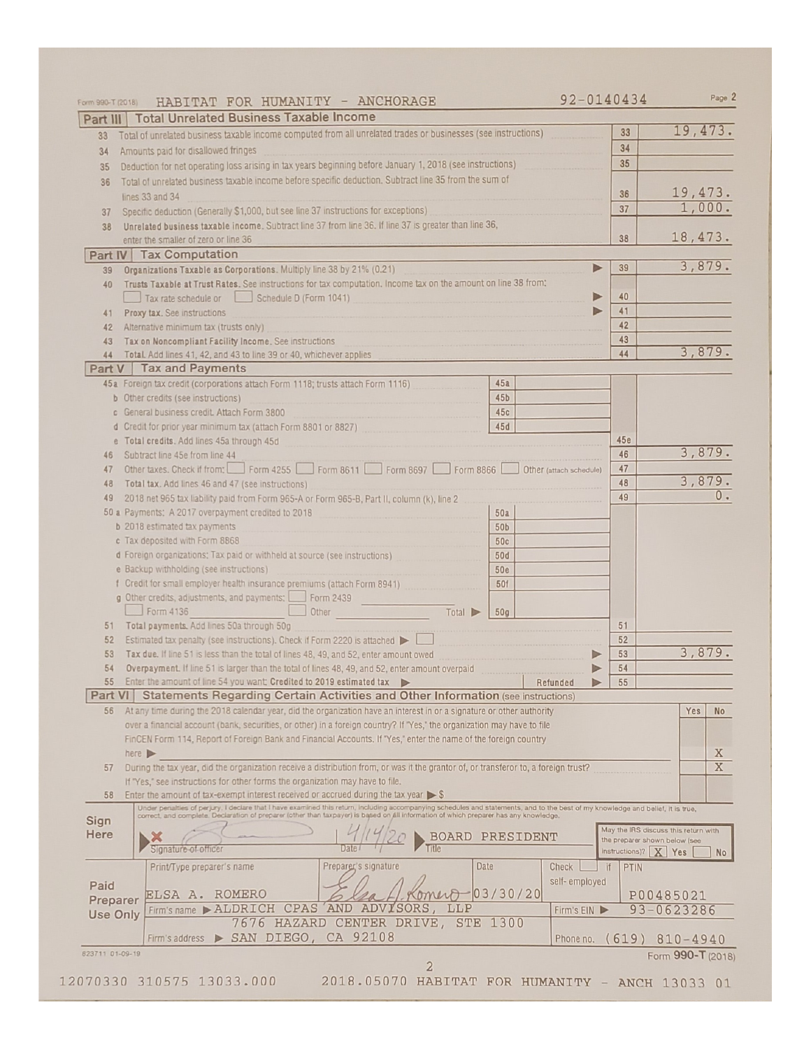Form 990-T (2018) HABITAT FOR HUMANITY - ANCHORAGE 92-0140434 Page 2

## Part III Total Unrelated Business Taxable Income

| | | | |
|---|---|---|---|
| 33 | Total of unrelated business taxable income computed from all unrelated trades or businesses (see instructions) | 33 | 19,473. |
| 34 | Amounts paid for disallowed fringes | 34 | |
| 35 | Deduction for net operating loss arising in tax years beginning before January 1, 2018 (see instructions) | 35 | |
| 36 | Total of unrelated business taxable income before specific deduction. Subtract line 35 from the sum of lines 33 and 34 | 36 | 19,473. |
| 37 | Specific deduction (Generally $1,000, but see line 37 instructions for exceptions) | 37 | 1,000. |
| 38 | **Unrelated business taxable income.** Subtract line 37 from line 36. If line 37 is greater than line 36, enter the smaller of zero or line 36 | 38 | 18,473. |

## Part IV Tax Computation

| | | | |
|---|---|---|---|
| 39 | **Organizations Taxable as Corporations.** Multiply line 38 by 21% (0.21) | 39 | 3,879. |
| 40 | **Trusts Taxable at Trust Rates.** See instructions for tax computation. Income tax on the amount on line 38 from: ☐ Tax rate schedule or ☐ Schedule D (Form 1041) | 40 | |
| 41 | **Proxy tax.** See instructions | 41 | |
| 42 | Alternative minimum tax (trusts only) | 42 | |
| 43 | **Tax on Noncompliant Facility Income.** See instructions | 43 | |
| 44 | **Total.** Add lines 41, 42, and 43 to line 39 or 40, whichever applies | 44 | 3,879. |

## Part V Tax and Payments

| | | | | | |
|---|---|---|---|---|---|
| 45a | Foreign tax credit (corporations attach Form 1118; trusts attach Form 1116) | 45a | | | |
| b | Other credits (see instructions) | 45b | | | |
| c | General business credit. Attach Form 3800 | 45c | | | |
| d | Credit for prior year minimum tax (attach Form 8801 or 8827) | 45d | | | |
| e | **Total credits.** Add lines 45a through 45d | | | 45e | |
| 46 | Subtract line 45e from line 44 | | | 46 | 3,879. |
| 47 | Other taxes. Check if from: ☐ Form 4255 ☐ Form 8611 ☐ Form 8697 ☐ Form 8866 ☐ Other (attach schedule) | | | 47 | |
| 48 | **Total tax.** Add lines 46 and 47 (see instructions) | | | 48 | 3,879. |
| 49 | 2018 net 965 tax liability paid from Form 965-A or Form 965-B, Part II, column (k), line 2 | | | 49 | 0. |
| 50a | Payments: A 2017 overpayment credited to 2018 | 50a | | | |
| b | 2018 estimated tax payments | 50b | | | |
| c | Tax deposited with Form 8868 | 50c | | | |
| d | Foreign organizations: Tax paid or withheld at source (see instructions) | 50d | | | |
| e | Backup withholding (see instructions) | 50e | | | |
| f | Credit for small employer health insurance premiums (attach Form 8941) | 50f | | | |
| g | Other credits, adjustments, and payments: ☐ Form 2439 ☐ Form 4136 ☐ Other _______ Total ▶ | 50g | | | |
| 51 | **Total payments.** Add lines 50a through 50g | | | 51 | |
| 52 | Estimated tax penalty (see instructions). Check if Form 2220 is attached ▶ ☐ | | | 52 | |
| 53 | **Tax due.** If line 51 is less than the total of lines 48, 49, and 52, enter amount owed | | | 53 | 3,879. |
| 54 | **Overpayment.** If line 51 is larger than the total of lines 48, 49, and 52, enter amount overpaid | | | 54 | |
| 55 | Enter the amount of line 54 you want: **Credited to 2019 estimated tax** ▶ | Refunded ▶ | | 55 | |

## Part VI Statements Regarding Certain Activities and Other Information (see instructions)

| | | Yes | No |
|---|---|---|---|
| 56 | At any time during the 2018 calendar year, did the organization have an interest in or a signature or other authority over a financial account (bank, securities, or other) in a foreign country? If "Yes," the organization may have to file FinCEN Form 114, Report of Foreign Bank and Financial Accounts. If "Yes," enter the name of the foreign country here ▶ | | X |
| 57 | During the tax year, did the organization receive a distribution from, or was it the grantor of, or transferor to, a foreign trust? If "Yes," see instructions for other forms the organization may have to file. | | X |
| 58 | Enter the amount of tax-exempt interest received or accrued during the tax year ▶ $ | | |

**Sign Here**

Under penalties of perjury, I declare that I have examined this return, including accompanying schedules and statements, and to the best of my knowledge and belief, it is true, correct, and complete. Declaration of preparer (other than taxpayer) is based on all information of which preparer has any knowledge.

Signature of officer: [signature] Date: 4/14/20 Title: BOARD PRESIDENT

May the IRS discuss this return with the preparer shown below (see instructions)? ☒ Yes ☐ No

**Paid Preparer Use Only**

| Print/Type preparer's name | Preparer's signature | Date | Check ☐ if self-employed | PTIN |
|---|---|---|---|---|
| ELSA A. ROMERO | Elsa A. Romero | 03/30/20 | | P00485021 |
| Firm's name ▶ ALDRICH CPAS AND ADVISORS, LLP | | | Firm's EIN ▶ | 93-0623286 |
| Firm's address ▶ 7676 HAZARD CENTER DRIVE, STE 1300 SAN DIEGO, CA 92108 | | | Phone no. | (619) 810-4940 |

823711 01-09-19 Form **990-T** (2018)

12070330 310575 13033.000 2018.05070 HABITAT FOR HUMANITY - ANCH 13033 01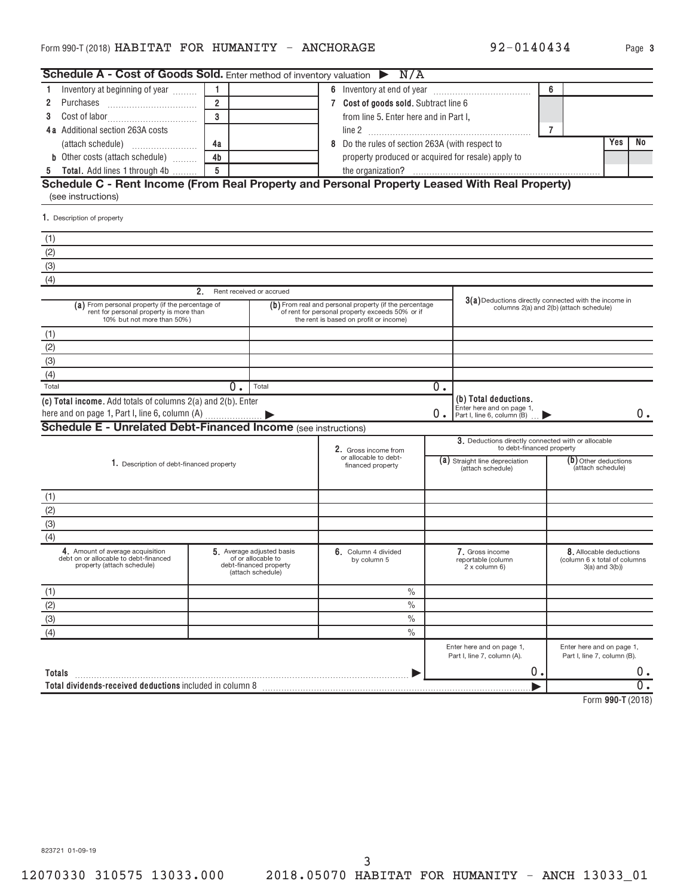Form 990-T (2018) HABITAT FOR HUMANITY - ANCHORAGE 92-0140434

## Schedule A - Cost of Goods Sold. Enter method of inventory valuation ▶ N/A

| | | | | | |
|---|---|---|---|---|---|
| 1 Inventory at beginning of year | 1 | | 6 Inventory at end of year | 6 | |
| 2 Purchases | 2 | | 7 **Cost of goods sold.** Subtract line 6 from line 5. Enter here and in Part I, line 2 | 7 | |
| 3 Cost of labor | 3 | | | | |
| 4a Additional section 263A costs (attach schedule) | 4a | | 8 Do the rules of section 263A (with respect to property produced or acquired for resale) apply to the organization? | Yes | No |
| b Other costs (attach schedule) | 4b | | | | |
| 5 **Total.** Add lines 1 through 4b | 5 | | | | |

## Schedule C - Rent Income (From Real Property and Personal Property Leased With Real Property)

(see instructions)

| 1. Description of property |
|---|
| (1) |
| (2) |
| (3) |
| (4) |

| | 2. Rent received or accrued | | |
|---|---|---|---|
| | (a) From personal property (if the percentage of rent for personal property is more than 10% but not more than 50%) | (b) From real and personal property (if the percentage of rent for personal property exceeds 50% or if the rent is based on profit or income) | 3(a) Deductions directly connected with the income in columns 2(a) and 2(b) (attach schedule) |
| (1) | | | |
| (2) | | | |
| (3) | | | |
| (4) | | | |
| Total | 0. | 0. | |

**(c) Total income.** Add totals of columns 2(a) and 2(b). Enter here and on page 1, Part I, line 6, column (A) ▶ 0.

**(b) Total deductions.** Enter here and on page 1, Part I, line 6, column (B) ▶ 0.

## Schedule E - Unrelated Debt-Financed Income (see instructions)

| | 1. Description of debt-financed property | 2. Gross income from or allocable to debt-financed property | 3. Deductions directly connected with or allocable to debt-financed property: (a) Straight line depreciation (attach schedule) | (b) Other deductions (attach schedule) |
|---|---|---|---|---|
| (1) | | | | |
| (2) | | | | |
| (3) | | | | |
| (4) | | | | |

| | 4. Amount of average acquisition debt on or allocable to debt-financed property (attach schedule) | 5. Average adjusted basis of or allocable to debt-financed property (attach schedule) | 6. Column 4 divided by column 5 | 7. Gross income reportable (column 2 x column 6) | 8. Allocable deductions (column 6 x total of columns 3(a) and 3(b)) |
|---|---|---|---|---|---|
| (1) | | | % | | |
| (2) | | | % | | |
| (3) | | | % | | |
| (4) | | | % | | |
| | | | | Enter here and on page 1, Part I, line 7, column (A). | Enter here and on page 1, Part I, line 7, column (B). |
| **Totals** | | | ▶ | 0. | 0. |
| **Total dividends-received deductions** included in column 8 | | | | ▶ | 0. |

Form **990-T** (2018)

823721 01-09-19

12070330 310575 13033.000 2018.05070 HABITAT FOR HUMANITY - ANCH 13033_01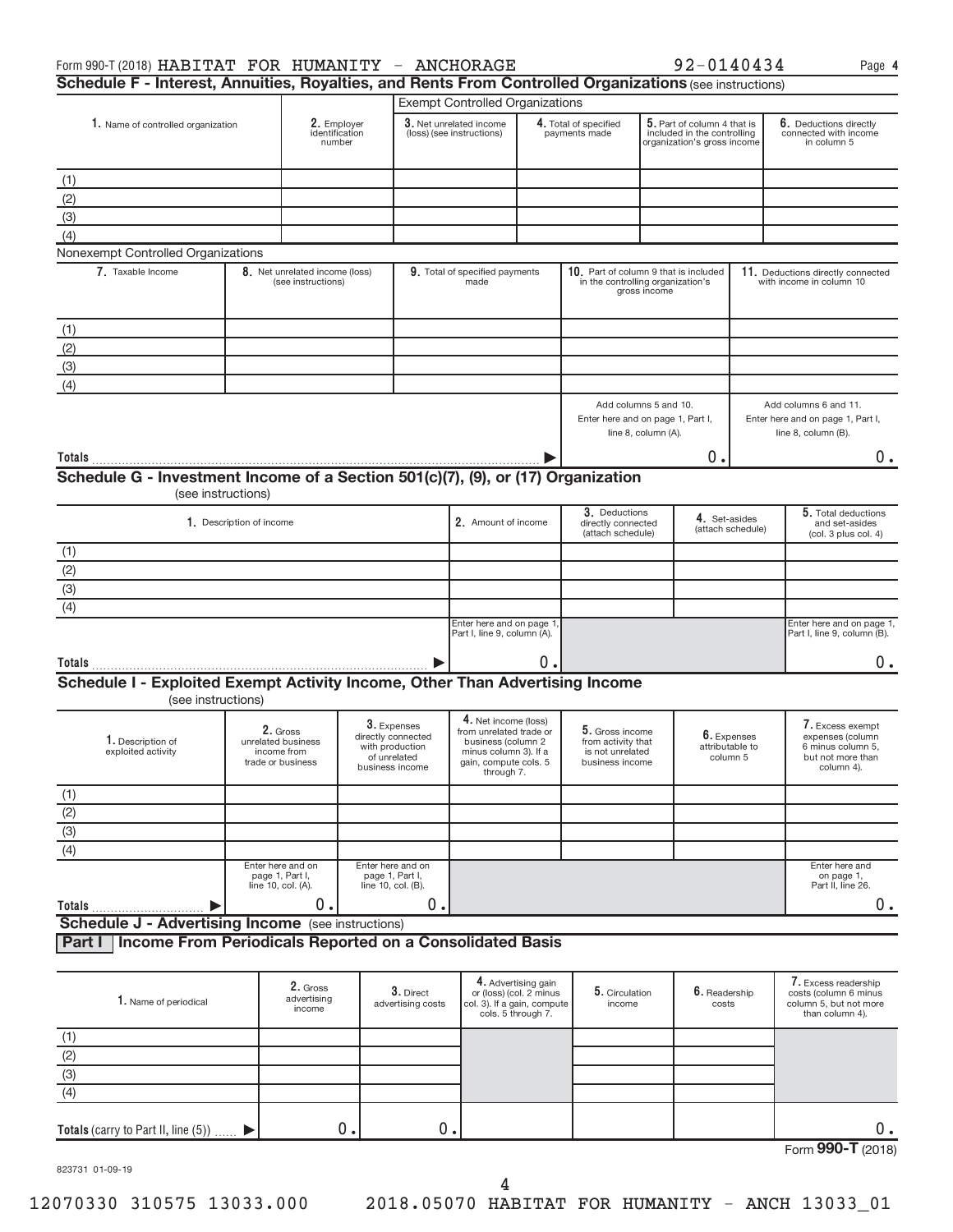Form 990-T (2018) HABITAT FOR HUMANITY - ANCHORAGE 92-0140434 Page 4

## Schedule F - Interest, Annuities, Royalties, and Rents From Controlled Organizations (see instructions)

| 1. Name of controlled organization | 2. Employer identification number | Exempt Controlled Organizations: 3. Net unrelated income (loss) (see instructions) | 4. Total of specified payments made | 5. Part of column 4 that is included in the controlling organization's gross income | 6. Deductions directly connected with income in column 5 |
|---|---|---|---|---|---|
| (1) | | | | | |
| (2) | | | | | |
| (3) | | | | | |
| (4) | | | | | |

Nonexempt Controlled Organizations

| 7. Taxable Income | 8. Net unrelated income (loss) (see instructions) | 9. Total of specified payments made | 10. Part of column 9 that is included in the controlling organization's gross income | 11. Deductions directly connected with income in column 10 |
|---|---|---|---|---|
| (1) | | | | |
| (2) | | | | |
| (3) | | | | |
| (4) | | | | |
| | | | Add columns 5 and 10. Enter here and on page 1, Part I, line 8, column (A). | Add columns 6 and 11. Enter here and on page 1, Part I, line 8, column (B). |
| **Totals** | | | 0. | 0. |

## Schedule G - Investment Income of a Section 501(c)(7), (9), or (17) Organization

(see instructions)

| 1. Description of income | 2. Amount of income | 3. Deductions directly connected (attach schedule) | 4. Set-asides (attach schedule) | 5. Total deductions and set-asides (col. 3 plus col. 4) |
|---|---|---|---|---|
| (1) | | | | |
| (2) | | | | |
| (3) | | | | |
| (4) | | | | |
| | Enter here and on page 1, Part I, line 9, column (A). | | | Enter here and on page 1, Part I, line 9, column (B). |
| **Totals** | 0. | | | 0. |

## Schedule I - Exploited Exempt Activity Income, Other Than Advertising Income

(see instructions)

| 1. Description of exploited activity | 2. Gross unrelated business income from trade or business | 3. Expenses directly connected with production of unrelated business income | 4. Net income (loss) from unrelated trade or business (column 2 minus column 3). If a gain, compute cols. 5 through 7. | 5. Gross income from activity that is not unrelated business income | 6. Expenses attributable to column 5 | 7. Excess exempt expenses (column 6 minus column 5, but not more than column 4). |
|---|---|---|---|---|---|---|
| (1) | | | | | | |
| (2) | | | | | | |
| (3) | | | | | | |
| (4) | | | | | | |
| | Enter here and on page 1, Part I, line 10, col. (A). | Enter here and on page 1, Part I, line 10, col. (B). | | | | Enter here and on page 1, Part II, line 26. |
| **Totals** | 0. | 0. | | | | 0. |

## Schedule J - Advertising Income (see instructions)

### Part I Income From Periodicals Reported on a Consolidated Basis

| 1. Name of periodical | 2. Gross advertising income | 3. Direct advertising costs | 4. Advertising gain or (loss) (col. 2 minus col. 3). If a gain, compute cols. 5 through 7. | 5. Circulation income | 6. Readership costs | 7. Excess readership costs (column 6 minus column 5, but not more than column 4). |
|---|---|---|---|---|---|---|
| (1) | | | | | | |
| (2) | | | | | | |
| (3) | | | | | | |
| (4) | | | | | | |
| **Totals** (carry to Part II, line (5)) | 0. | 0. | | | | 0. |

Form 990-T (2018)

823731 01-09-19

12070330 310575 13033.000 2018.05070 HABITAT FOR HUMANITY - ANCH 13033_01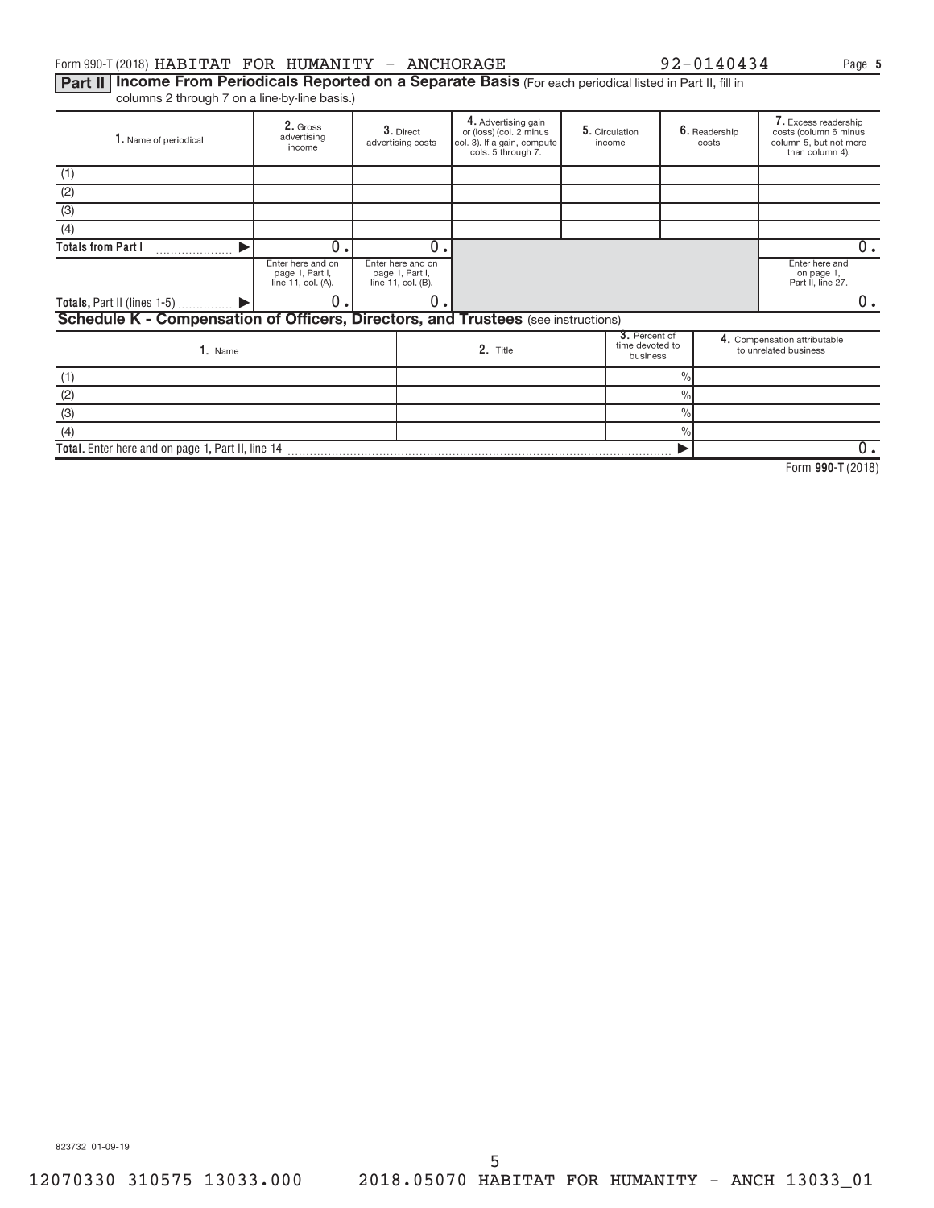Form 990-T (2018) HABITAT FOR HUMANITY - ANCHORAGE 92-0140434

## Part II Income From Periodicals Reported on a Separate Basis (For each periodical listed in Part II, fill in columns 2 through 7 on a line-by-line basis.)

| 1. Name of periodical | 2. Gross advertising income | 3. Direct advertising costs | 4. Advertising gain or (loss) (col. 2 minus col. 3). If a gain, compute cols. 5 through 7. | 5. Circulation income | 6. Readership costs | 7. Excess readership costs (column 6 minus column 5, but not more than column 4). |
|---|---|---|---|---|---|---|
| (1) | | | | | | |
| (2) | | | | | | |
| (3) | | | | | | |
| (4) | | | | | | |
| Totals from Part I ▶ | 0. | 0. | | | | 0. |
| | Enter here and on page 1, Part I, line 11, col. (A). | Enter here and on page 1, Part I, line 11, col. (B). | | | | Enter here and on page 1, Part II, line 27. |
| Totals, Part II (lines 1-5) ▶ | 0. | 0. | | | | 0. |

## Schedule K - Compensation of Officers, Directors, and Trustees (see instructions)

| 1. Name | 2. Title | 3. Percent of time devoted to business | 4. Compensation attributable to unrelated business |
|---|---|---|---|
| (1) | | % | |
| (2) | | % | |
| (3) | | % | |
| (4) | | % | |
| Total. Enter here and on page 1, Part II, line 14 ▶ | | | 0. |

Form 990-T (2018)

823732 01-09-19

12070330 310575 13033.000 2018.05070 HABITAT FOR HUMANITY - ANCH 13033_01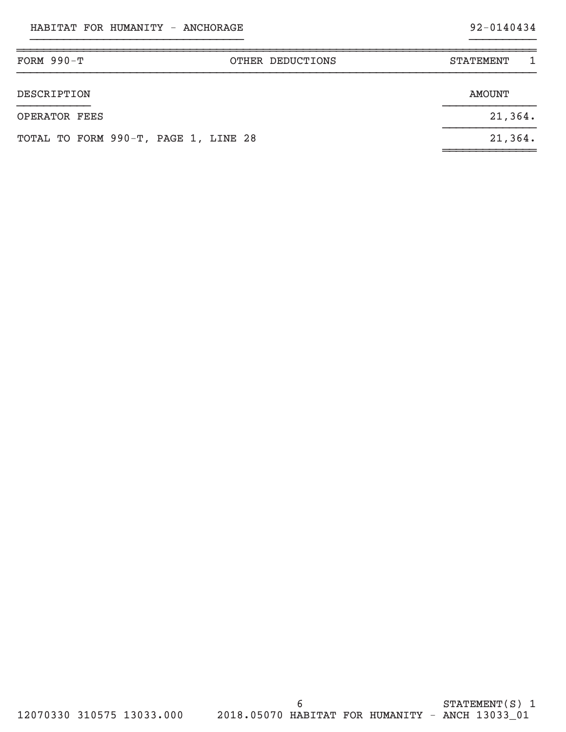HABITAT FOR HUMANITY - ANCHORAGE

92-0140434

| FORM 990-T | OTHER DEDUCTIONS | STATEMENT 1 |
| --- | --- | --- |

| DESCRIPTION | AMOUNT |
| --- | --- |
| OPERATOR FEES | 21,364. |
| TOTAL TO FORM 990-T, PAGE 1, LINE 28 | 21,364. |